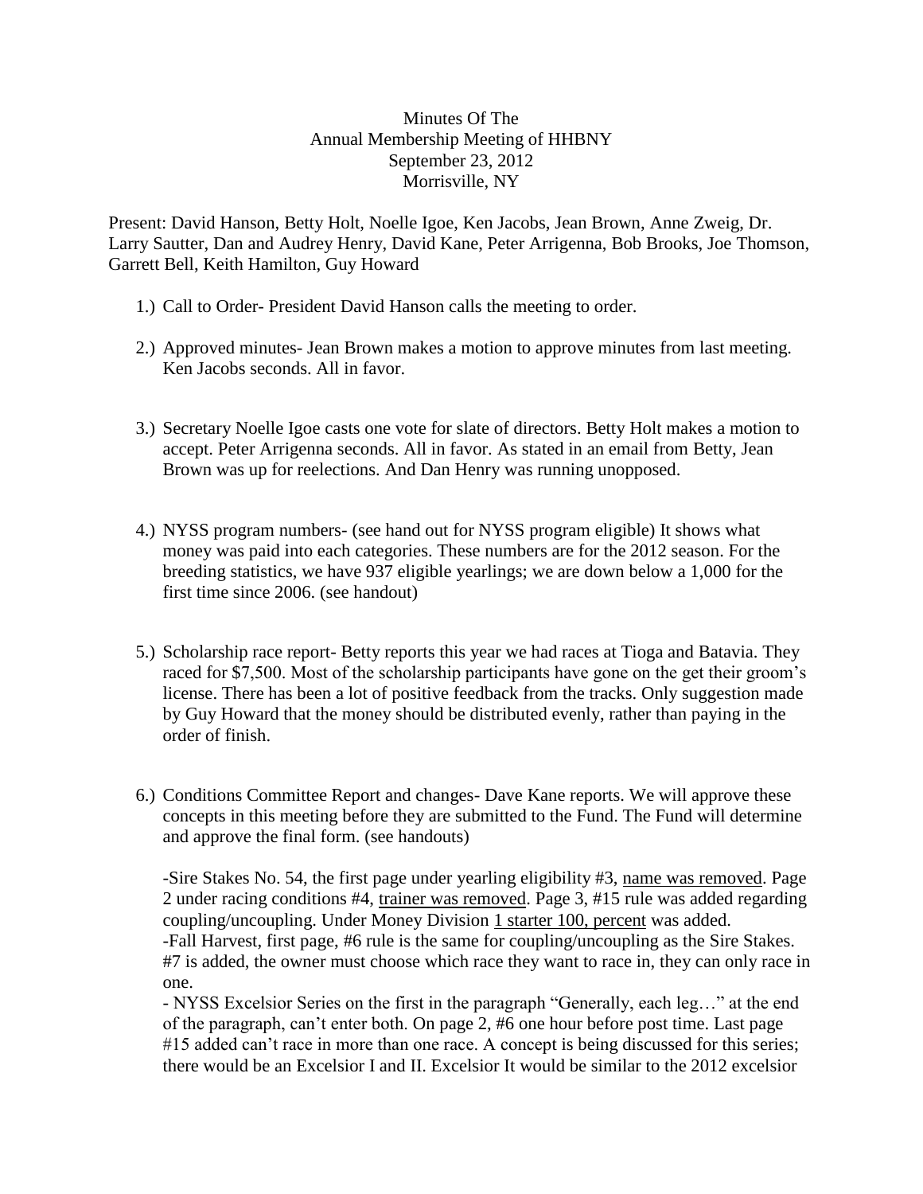Minutes Of The
Annual Membership Meeting of HHBNY
September 23, 2012
Morrisville, NY

Present: David Hanson, Betty Holt, Noelle Igoe, Ken Jacobs, Jean Brown, Anne Zweig, Dr. Larry Sautter, Dan and Audrey Henry, David Kane, Peter Arrigenna, Bob Brooks, Joe Thomson, Garrett Bell, Keith Hamilton, Guy Howard

1.) Call to Order- President David Hanson calls the meeting to order.

2.) Approved minutes- Jean Brown makes a motion to approve minutes from last meeting. Ken Jacobs seconds. All in favor.

3.) Secretary Noelle Igoe casts one vote for slate of directors. Betty Holt makes a motion to accept. Peter Arrigenna seconds. All in favor. As stated in an email from Betty, Jean Brown was up for reelections. And Dan Henry was running unopposed.

4.) NYSS program numbers- (see hand out for NYSS program eligible) It shows what money was paid into each categories. These numbers are for the 2012 season. For the breeding statistics, we have 937 eligible yearlings; we are down below a 1,000 for the first time since 2006. (see handout)

5.) Scholarship race report- Betty reports this year we had races at Tioga and Batavia. They raced for $7,500. Most of the scholarship participants have gone on the get their groom's license. There has been a lot of positive feedback from the tracks. Only suggestion made by Guy Howard that the money should be distributed evenly, rather than paying in the order of finish.

6.) Conditions Committee Report and changes- Dave Kane reports. We will approve these concepts in this meeting before they are submitted to the Fund. The Fund will determine and approve the final form. (see handouts)

   -Sire Stakes No. 54, the first page under yearling eligibility #3, <u>name was removed</u>. Page 2 under racing conditions #4, <u>trainer was removed</u>. Page 3, #15 rule was added regarding coupling/uncoupling. Under Money Division <u>1 starter 100, percent</u> was added.
   -Fall Harvest, first page, #6 rule is the same for coupling/uncoupling as the Sire Stakes. #7 is added, the owner must choose which race they want to race in, they can only race in one.
   - NYSS Excelsior Series on the first in the paragraph "Generally, each leg…" at the end of the paragraph, can't enter both. On page 2, #6 one hour before post time. Last page #15 added can't race in more than one race. A concept is being discussed for this series; there would be an Excelsior I and II. Excelsior It would be similar to the 2012 excelsior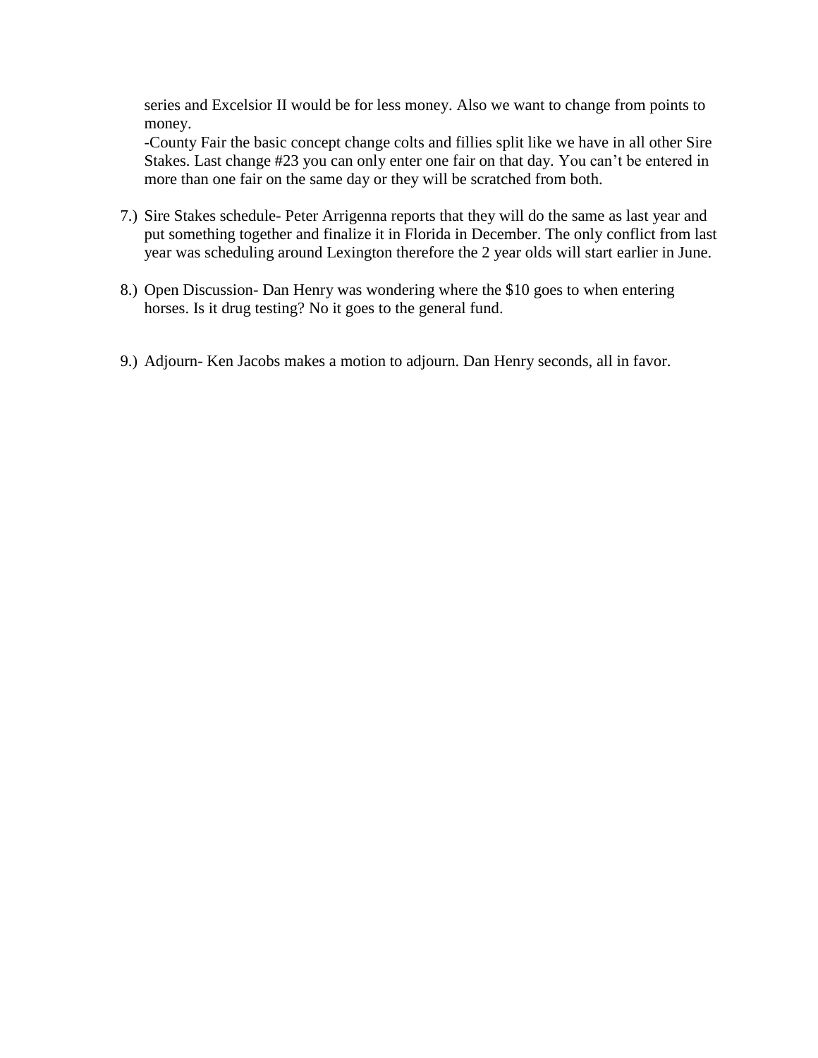series and Excelsior II would be for less money. Also we want to change from points to money.
-County Fair the basic concept change colts and fillies split like we have in all other Sire Stakes. Last change #23 you can only enter one fair on that day. You can't be entered in more than one fair on the same day or they will be scratched from both.

7.) Sire Stakes schedule- Peter Arrigenna reports that they will do the same as last year and put something together and finalize it in Florida in December. The only conflict from last year was scheduling around Lexington therefore the 2 year olds will start earlier in June.

8.) Open Discussion- Dan Henry was wondering where the $10 goes to when entering horses. Is it drug testing? No it goes to the general fund.

9.) Adjourn- Ken Jacobs makes a motion to adjourn. Dan Henry seconds, all in favor.